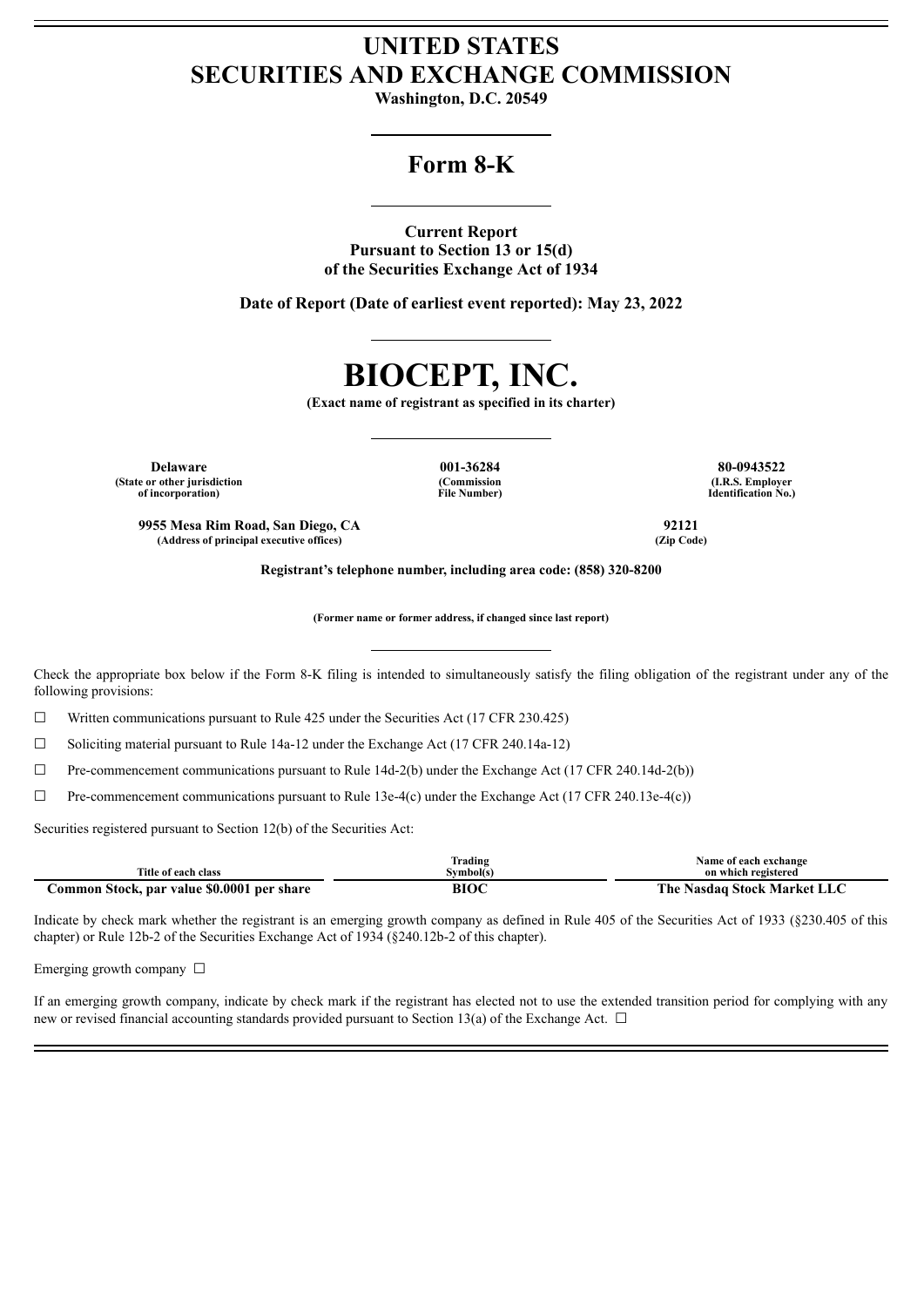# UNITED STATES
# SECURITIES AND EXCHANGE COMMISSION

**Washington, D.C. 20549**

## Form 8-K

**Current Report**
**Pursuant to Section 13 or 15(d)**
**of the Securities Exchange Act of 1934**

**Date of Report (Date of earliest event reported): May 23, 2022**

# BIOCEPT, INC.

**(Exact name of registrant as specified in its charter)**

| Delaware | 001-36284 | 80-0943522 |
|---|---|---|
| (State or other jurisdiction of incorporation) | (Commission File Number) | (I.R.S. Employer Identification No.) |

| 9955 Mesa Rim Road, San Diego, CA | 92121 |
|---|---|
| (Address of principal executive offices) | (Zip Code) |

**Registrant's telephone number, including area code: (858) 320-8200**

**(Former name or former address, if changed since last report)**

Check the appropriate box below if the Form 8-K filing is intended to simultaneously satisfy the filing obligation of the registrant under any of the following provisions:

☐ Written communications pursuant to Rule 425 under the Securities Act (17 CFR 230.425)

☐ Soliciting material pursuant to Rule 14a-12 under the Exchange Act (17 CFR 240.14a-12)

☐ Pre-commencement communications pursuant to Rule 14d-2(b) under the Exchange Act (17 CFR 240.14d-2(b))

☐ Pre-commencement communications pursuant to Rule 13e-4(c) under the Exchange Act (17 CFR 240.13e-4(c))

Securities registered pursuant to Section 12(b) of the Securities Act:

| Title of each class | Trading Symbol(s) | Name of each exchange on which registered |
|---|---|---|
| **Common Stock, par value $0.0001 per share** | **BIOC** | **The Nasdaq Stock Market LLC** |

Indicate by check mark whether the registrant is an emerging growth company as defined in Rule 405 of the Securities Act of 1933 (§230.405 of this chapter) or Rule 12b-2 of the Securities Exchange Act of 1934 (§240.12b-2 of this chapter).

Emerging growth company ☐

If an emerging growth company, indicate by check mark if the registrant has elected not to use the extended transition period for complying with any new or revised financial accounting standards provided pursuant to Section 13(a) of the Exchange Act. ☐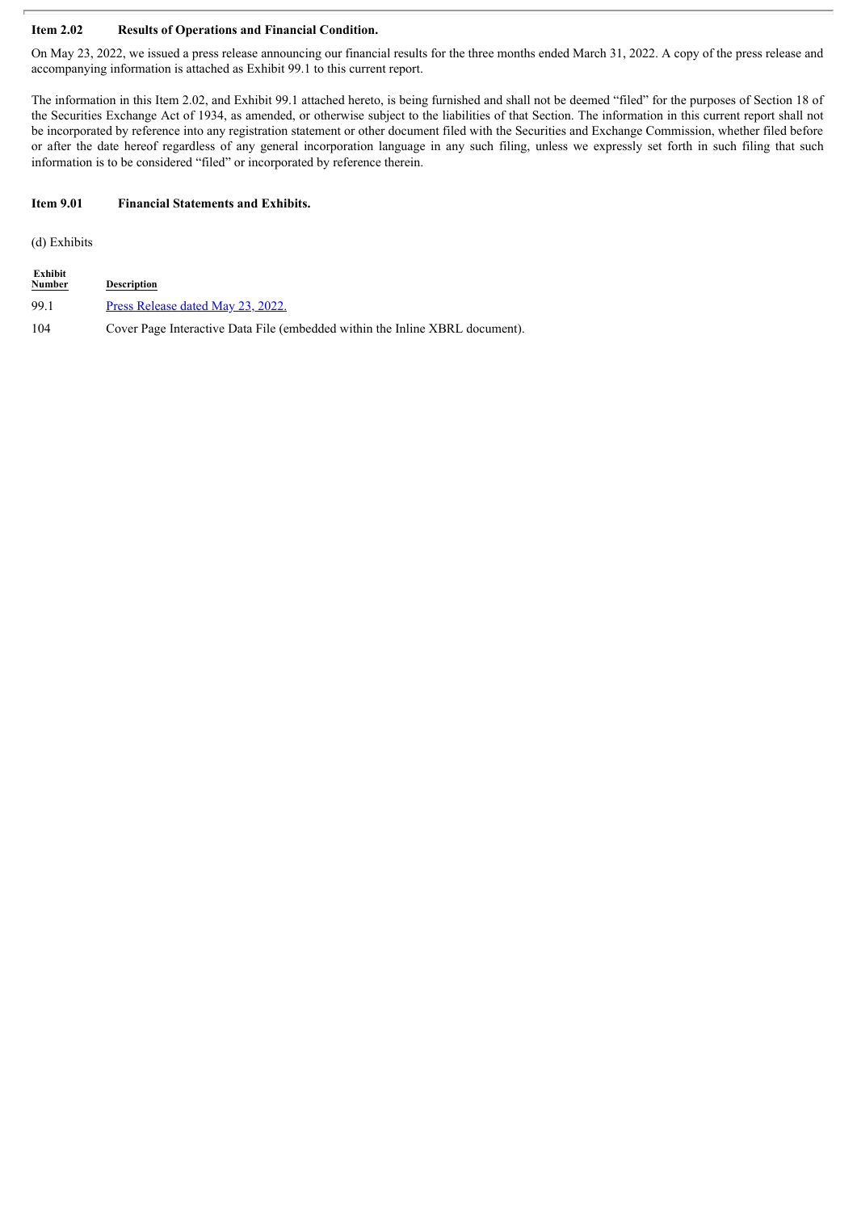**Item 2.02 Results of Operations and Financial Condition.**

On May 23, 2022, we issued a press release announcing our financial results for the three months ended March 31, 2022. A copy of the press release and accompanying information is attached as Exhibit 99.1 to this current report.

The information in this Item 2.02, and Exhibit 99.1 attached hereto, is being furnished and shall not be deemed "filed" for the purposes of Section 18 of the Securities Exchange Act of 1934, as amended, or otherwise subject to the liabilities of that Section. The information in this current report shall not be incorporated by reference into any registration statement or other document filed with the Securities and Exchange Commission, whether filed before or after the date hereof regardless of any general incorporation language in any such filing, unless we expressly set forth in such filing that such information is to be considered "filed" or incorporated by reference therein.

**Item 9.01 Financial Statements and Exhibits.**

(d) Exhibits

| Exhibit Number | Description |
|---|---|
| 99.1 | Press Release dated May 23, 2022. |
| 104 | Cover Page Interactive Data File (embedded within the Inline XBRL document). |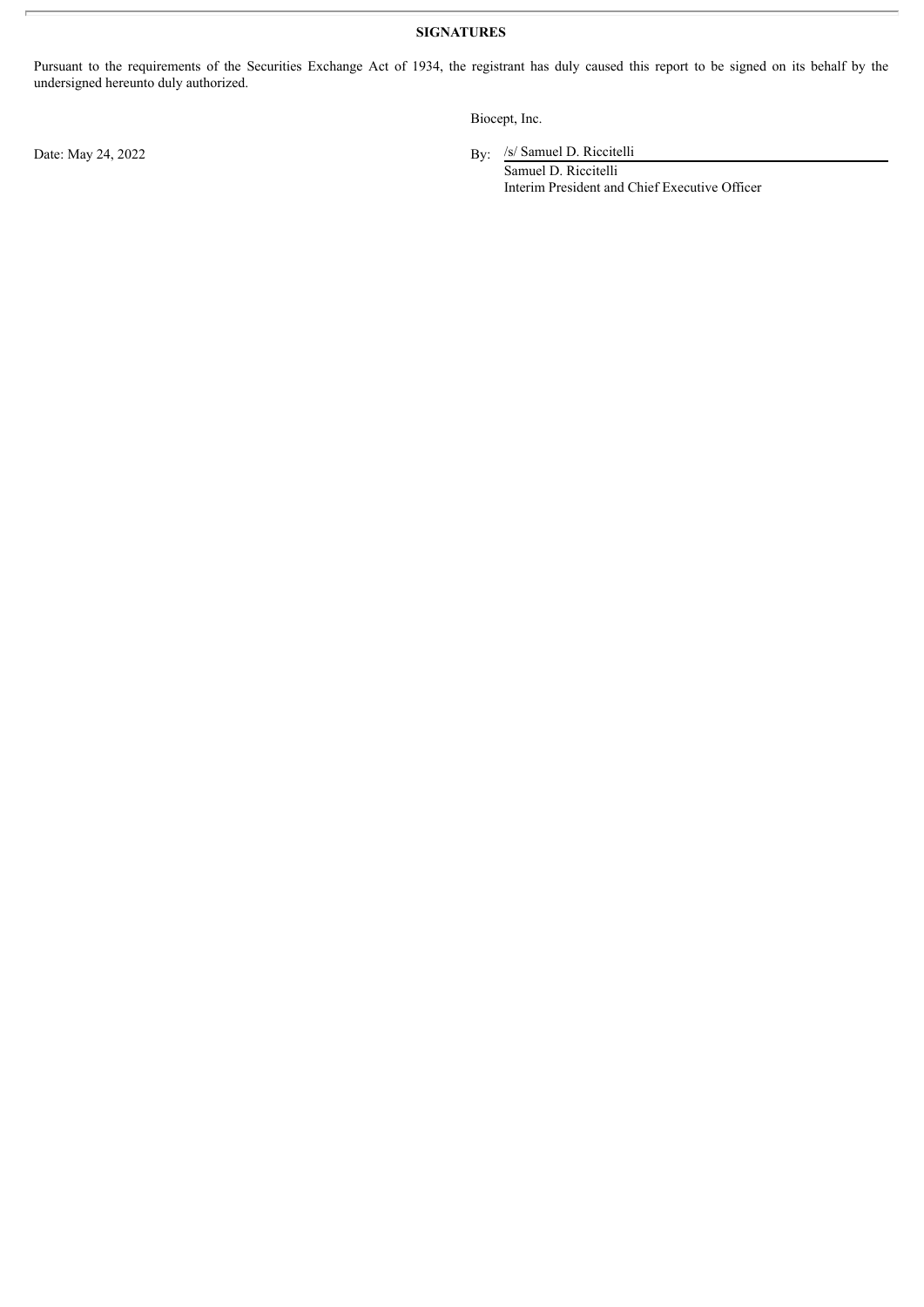**SIGNATURES**

Pursuant to the requirements of the Securities Exchange Act of 1934, the registrant has duly caused this report to be signed on its behalf by the undersigned hereunto duly authorized.

Biocept, Inc.

Date: May 24, 2022

By: /s/ Samuel D. Riccitelli
Samuel D. Riccitelli
Interim President and Chief Executive Officer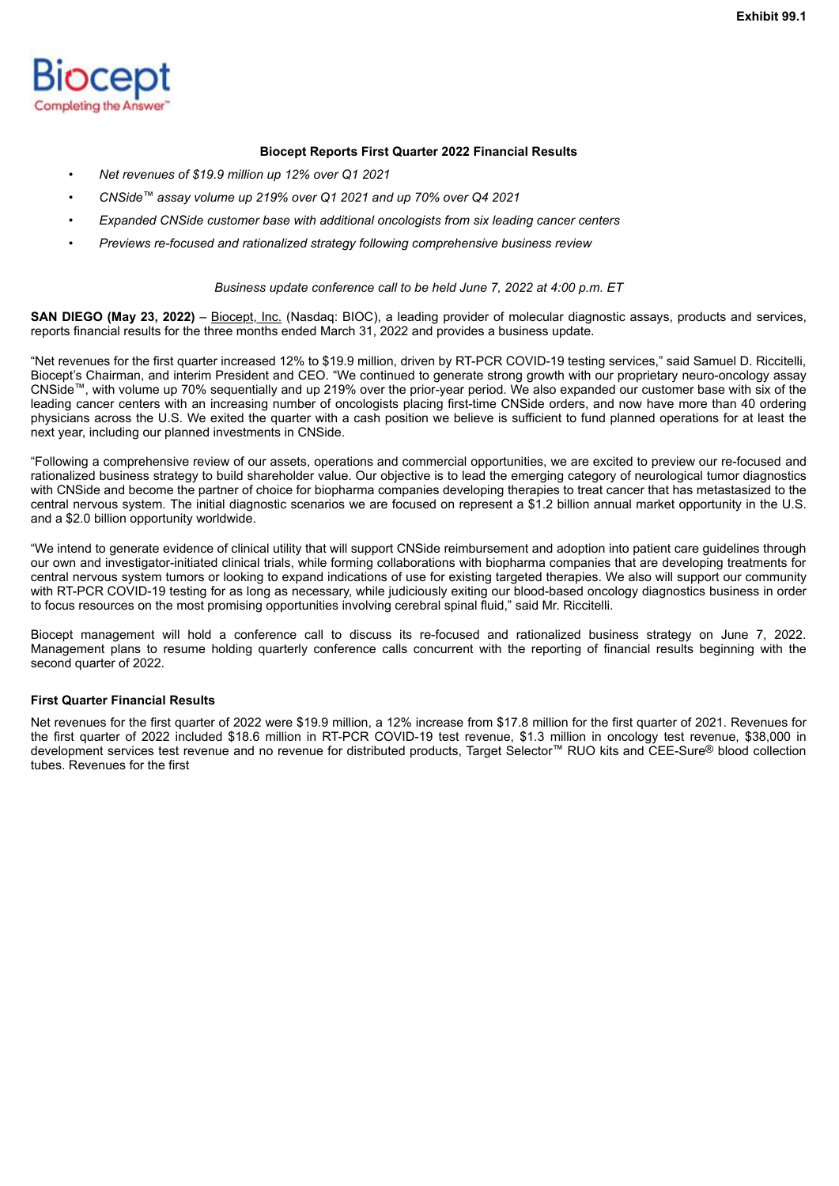Exhibit 99.1

Biocept
Completing the Answer™

**Biocept Reports First Quarter 2022 Financial Results**

- *Net revenues of $19.9 million up 12% over Q1 2021*
- *CNSide™ assay volume up 219% over Q1 2021 and up 70% over Q4 2021*
- *Expanded CNSide customer base with additional oncologists from six leading cancer centers*
- *Previews re-focused and rationalized strategy following comprehensive business review*

*Business update conference call to be held June 7, 2022 at 4:00 p.m. ET*

**SAN DIEGO (May 23, 2022)** – Biocept, Inc. (Nasdaq: BIOC), a leading provider of molecular diagnostic assays, products and services, reports financial results for the three months ended March 31, 2022 and provides a business update.

"Net revenues for the first quarter increased 12% to $19.9 million, driven by RT-PCR COVID-19 testing services," said Samuel D. Riccitelli, Biocept's Chairman, and interim President and CEO. "We continued to generate strong growth with our proprietary neuro-oncology assay CNSide™, with volume up 70% sequentially and up 219% over the prior-year period. We also expanded our customer base with six of the leading cancer centers with an increasing number of oncologists placing first-time CNSide orders, and now have more than 40 ordering physicians across the U.S. We exited the quarter with a cash position we believe is sufficient to fund planned operations for at least the next year, including our planned investments in CNSide.

"Following a comprehensive review of our assets, operations and commercial opportunities, we are excited to preview our re-focused and rationalized business strategy to build shareholder value. Our objective is to lead the emerging category of neurological tumor diagnostics with CNSide and become the partner of choice for biopharma companies developing therapies to treat cancer that has metastasized to the central nervous system. The initial diagnostic scenarios we are focused on represent a $1.2 billion annual market opportunity in the U.S. and a $2.0 billion opportunity worldwide.

"We intend to generate evidence of clinical utility that will support CNSide reimbursement and adoption into patient care guidelines through our own and investigator-initiated clinical trials, while forming collaborations with biopharma companies that are developing treatments for central nervous system tumors or looking to expand indications of use for existing targeted therapies. We also will support our community with RT-PCR COVID-19 testing for as long as necessary, while judiciously exiting our blood-based oncology diagnostics business in order to focus resources on the most promising opportunities involving cerebral spinal fluid," said Mr. Riccitelli.

Biocept management will hold a conference call to discuss its re-focused and rationalized business strategy on June 7, 2022. Management plans to resume holding quarterly conference calls concurrent with the reporting of financial results beginning with the second quarter of 2022.

**First Quarter Financial Results**

Net revenues for the first quarter of 2022 were $19.9 million, a 12% increase from $17.8 million for the first quarter of 2021. Revenues for the first quarter of 2022 included $18.6 million in RT-PCR COVID-19 test revenue, $1.3 million in oncology test revenue, $38,000 in development services test revenue and no revenue for distributed products, Target Selector™ RUO kits and CEE-Sure® blood collection tubes. Revenues for the first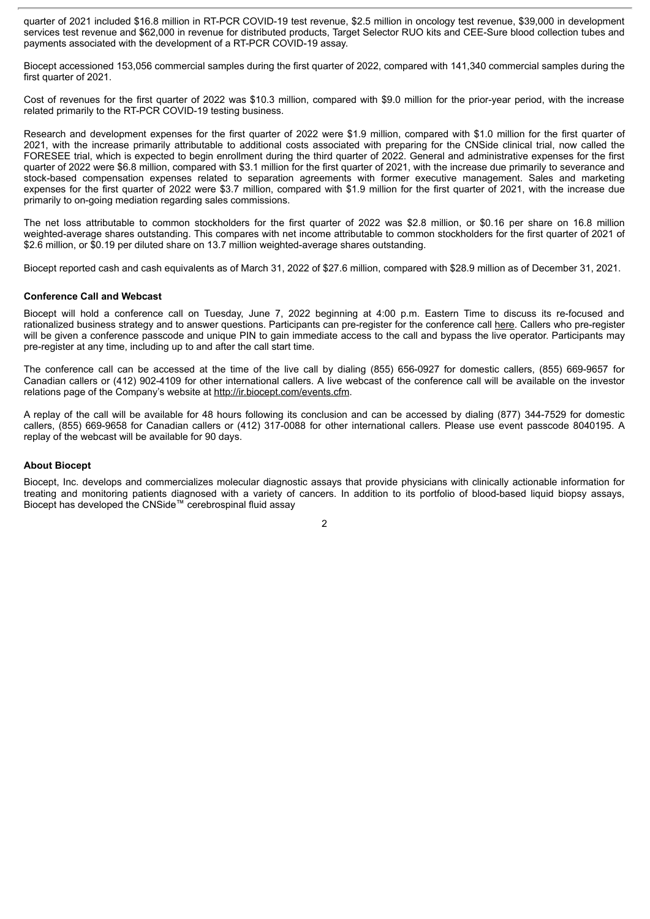quarter of 2021 included $16.8 million in RT-PCR COVID-19 test revenue, $2.5 million in oncology test revenue, $39,000 in development services test revenue and $62,000 in revenue for distributed products, Target Selector RUO kits and CEE-Sure blood collection tubes and payments associated with the development of a RT-PCR COVID-19 assay.

Biocept accessioned 153,056 commercial samples during the first quarter of 2022, compared with 141,340 commercial samples during the first quarter of 2021.

Cost of revenues for the first quarter of 2022 was $10.3 million, compared with $9.0 million for the prior-year period, with the increase related primarily to the RT-PCR COVID-19 testing business.

Research and development expenses for the first quarter of 2022 were $1.9 million, compared with $1.0 million for the first quarter of 2021, with the increase primarily attributable to additional costs associated with preparing for the CNSide clinical trial, now called the FORESEE trial, which is expected to begin enrollment during the third quarter of 2022. General and administrative expenses for the first quarter of 2022 were $6.8 million, compared with $3.1 million for the first quarter of 2021, with the increase due primarily to severance and stock-based compensation expenses related to separation agreements with former executive management. Sales and marketing expenses for the first quarter of 2022 were $3.7 million, compared with $1.9 million for the first quarter of 2021, with the increase due primarily to on-going mediation regarding sales commissions.

The net loss attributable to common stockholders for the first quarter of 2022 was $2.8 million, or $0.16 per share on 16.8 million weighted-average shares outstanding. This compares with net income attributable to common stockholders for the first quarter of 2021 of $2.6 million, or $0.19 per diluted share on 13.7 million weighted-average shares outstanding.

Biocept reported cash and cash equivalents as of March 31, 2022 of $27.6 million, compared with $28.9 million as of December 31, 2021.

**Conference Call and Webcast**

Biocept will hold a conference call on Tuesday, June 7, 2022 beginning at 4:00 p.m. Eastern Time to discuss its re-focused and rationalized business strategy and to answer questions. Participants can pre-register for the conference call here. Callers who pre-register will be given a conference passcode and unique PIN to gain immediate access to the call and bypass the live operator. Participants may pre-register at any time, including up to and after the call start time.

The conference call can be accessed at the time of the live call by dialing (855) 656-0927 for domestic callers, (855) 669-9657 for Canadian callers or (412) 902-4109 for other international callers. A live webcast of the conference call will be available on the investor relations page of the Company's website at http://ir.biocept.com/events.cfm.

A replay of the call will be available for 48 hours following its conclusion and can be accessed by dialing (877) 344-7529 for domestic callers, (855) 669-9658 for Canadian callers or (412) 317-0088 for other international callers. Please use event passcode 8040195. A replay of the webcast will be available for 90 days.

**About Biocept**

Biocept, Inc. develops and commercializes molecular diagnostic assays that provide physicians with clinically actionable information for treating and monitoring patients diagnosed with a variety of cancers. In addition to its portfolio of blood-based liquid biopsy assays, Biocept has developed the CNSide™ cerebrospinal fluid assay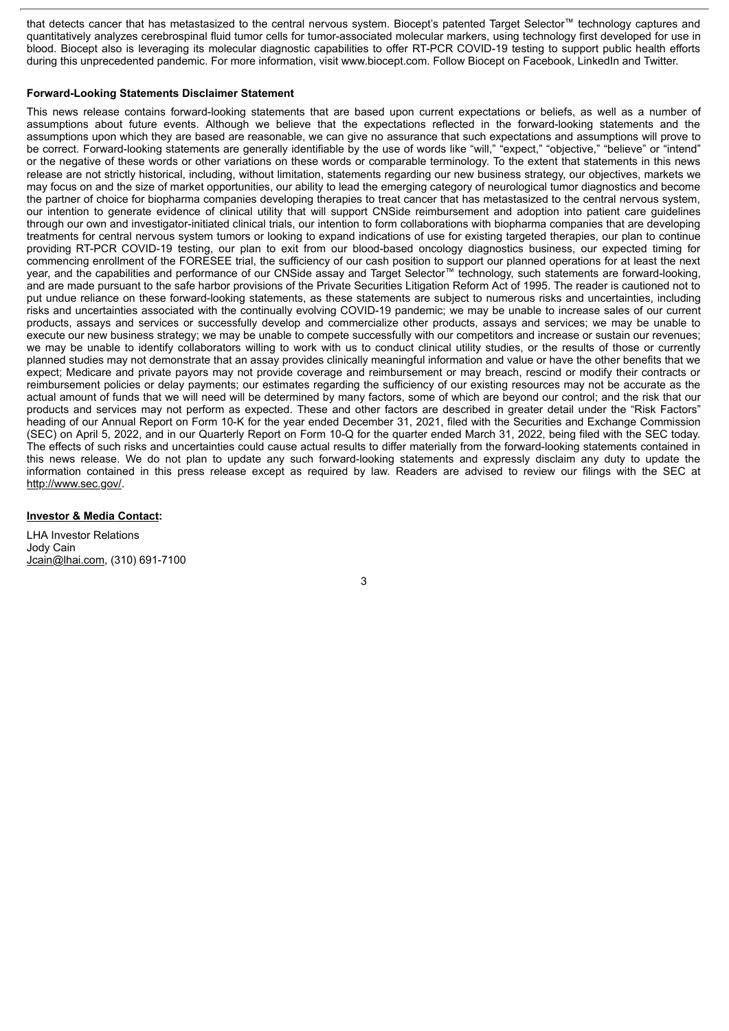that detects cancer that has metastasized to the central nervous system. Biocept's patented Target Selector™ technology captures and quantitatively analyzes cerebrospinal fluid tumor cells for tumor-associated molecular markers, using technology first developed for use in blood. Biocept also is leveraging its molecular diagnostic capabilities to offer RT-PCR COVID-19 testing to support public health efforts during this unprecedented pandemic. For more information, visit www.biocept.com. Follow Biocept on Facebook, LinkedIn and Twitter.

**Forward-Looking Statements Disclaimer Statement**

This news release contains forward-looking statements that are based upon current expectations or beliefs, as well as a number of assumptions about future events. Although we believe that the expectations reflected in the forward-looking statements and the assumptions upon which they are based are reasonable, we can give no assurance that such expectations and assumptions will prove to be correct. Forward-looking statements are generally identifiable by the use of words like "will," "expect," "objective," "believe" or "intend" or the negative of these words or other variations on these words or comparable terminology. To the extent that statements in this news release are not strictly historical, including, without limitation, statements regarding our new business strategy, our objectives, markets we may focus on and the size of market opportunities, our ability to lead the emerging category of neurological tumor diagnostics and become the partner of choice for biopharma companies developing therapies to treat cancer that has metastasized to the central nervous system, our intention to generate evidence of clinical utility that will support CNSide reimbursement and adoption into patient care guidelines through our own and investigator-initiated clinical trials, our intention to form collaborations with biopharma companies that are developing treatments for central nervous system tumors or looking to expand indications of use for existing targeted therapies, our plan to continue providing RT-PCR COVID-19 testing, our plan to exit from our blood-based oncology diagnostics business, our expected timing for commencing enrollment of the FORESEE trial, the sufficiency of our cash position to support our planned operations for at least the next year, and the capabilities and performance of our CNSide assay and Target Selector™ technology, such statements are forward-looking, and are made pursuant to the safe harbor provisions of the Private Securities Litigation Reform Act of 1995. The reader is cautioned not to put undue reliance on these forward-looking statements, as these statements are subject to numerous risks and uncertainties, including risks and uncertainties associated with the continually evolving COVID-19 pandemic; we may be unable to increase sales of our current products, assays and services or successfully develop and commercialize other products, assays and services; we may be unable to execute our new business strategy; we may be unable to compete successfully with our competitors and increase or sustain our revenues; we may be unable to identify collaborators willing to work with us to conduct clinical utility studies, or the results of those or currently planned studies may not demonstrate that an assay provides clinically meaningful information and value or have the other benefits that we expect; Medicare and private payors may not provide coverage and reimbursement or may breach, rescind or modify their contracts or reimbursement policies or delay payments; our estimates regarding the sufficiency of our existing resources may not be accurate as the actual amount of funds that we will need will be determined by many factors, some of which are beyond our control; and the risk that our products and services may not perform as expected. These and other factors are described in greater detail under the "Risk Factors" heading of our Annual Report on Form 10-K for the year ended December 31, 2021, filed with the Securities and Exchange Commission (SEC) on April 5, 2022, and in our Quarterly Report on Form 10-Q for the quarter ended March 31, 2022, being filed with the SEC today. The effects of such risks and uncertainties could cause actual results to differ materially from the forward-looking statements contained in this news release. We do not plan to update any such forward-looking statements and expressly disclaim any duty to update the information contained in this press release except as required by law. Readers are advised to review our filings with the SEC at http://www.sec.gov/.

**Investor & Media Contact:**

LHA Investor Relations
Jody Cain
Jcain@lhai.com, (310) 691-7100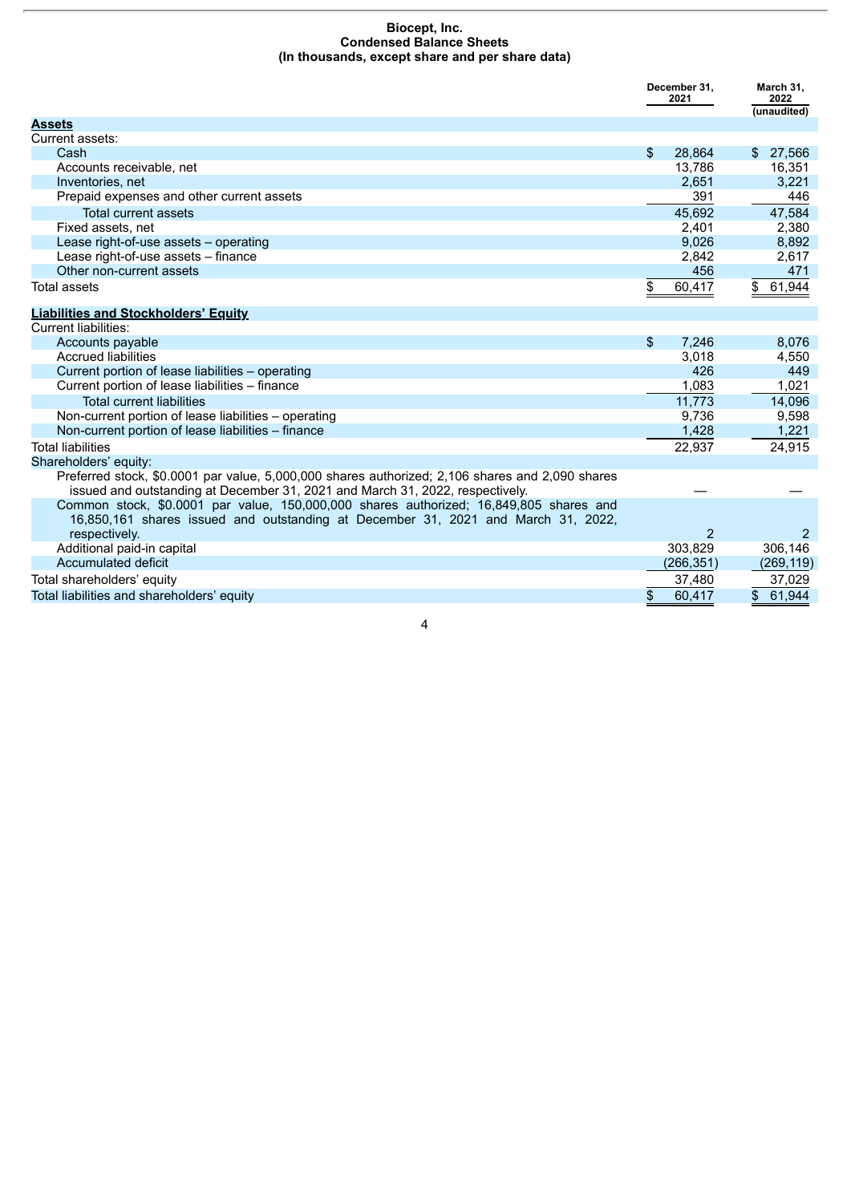**Biocept, Inc.**
**Condensed Balance Sheets**
**(In thousands, except share and per share data)**

| | December 31, 2021 | March 31, 2022 (unaudited) |
|---|---|---|
| **Assets** | | |
| Current assets: | | |
| Cash | $ 28,864 | $ 27,566 |
| Accounts receivable, net | 13,786 | 16,351 |
| Inventories, net | 2,651 | 3,221 |
| Prepaid expenses and other current assets | 391 | 446 |
| Total current assets | 45,692 | 47,584 |
| Fixed assets, net | 2,401 | 2,380 |
| Lease right-of-use assets – operating | 9,026 | 8,892 |
| Lease right-of-use assets – finance | 2,842 | 2,617 |
| Other non-current assets | 456 | 471 |
| Total assets | $ 60,417 | $ 61,944 |
| **Liabilities and Stockholders' Equity** | | |
| Current liabilities: | | |
| Accounts payable | $ 7,246 | 8,076 |
| Accrued liabilities | 3,018 | 4,550 |
| Current portion of lease liabilities – operating | 426 | 449 |
| Current portion of lease liabilities – finance | 1,083 | 1,021 |
| Total current liabilities | 11,773 | 14,096 |
| Non-current portion of lease liabilities – operating | 9,736 | 9,598 |
| Non-current portion of lease liabilities – finance | 1,428 | 1,221 |
| Total liabilities | 22,937 | 24,915 |
| Shareholders' equity: | | |
| Preferred stock, $0.0001 par value, 5,000,000 shares authorized; 2,106 shares and 2,090 shares issued and outstanding at December 31, 2021 and March 31, 2022, respectively. | — | — |
| Common stock, $0.0001 par value, 150,000,000 shares authorized; 16,849,805 shares and 16,850,161 shares issued and outstanding at December 31, 2021 and March 31, 2022, respectively. | 2 | 2 |
| Additional paid-in capital | 303,829 | 306,146 |
| Accumulated deficit | (266,351) | (269,119) |
| Total shareholders' equity | 37,480 | 37,029 |
| Total liabilities and shareholders' equity | $ 60,417 | $ 61,944 |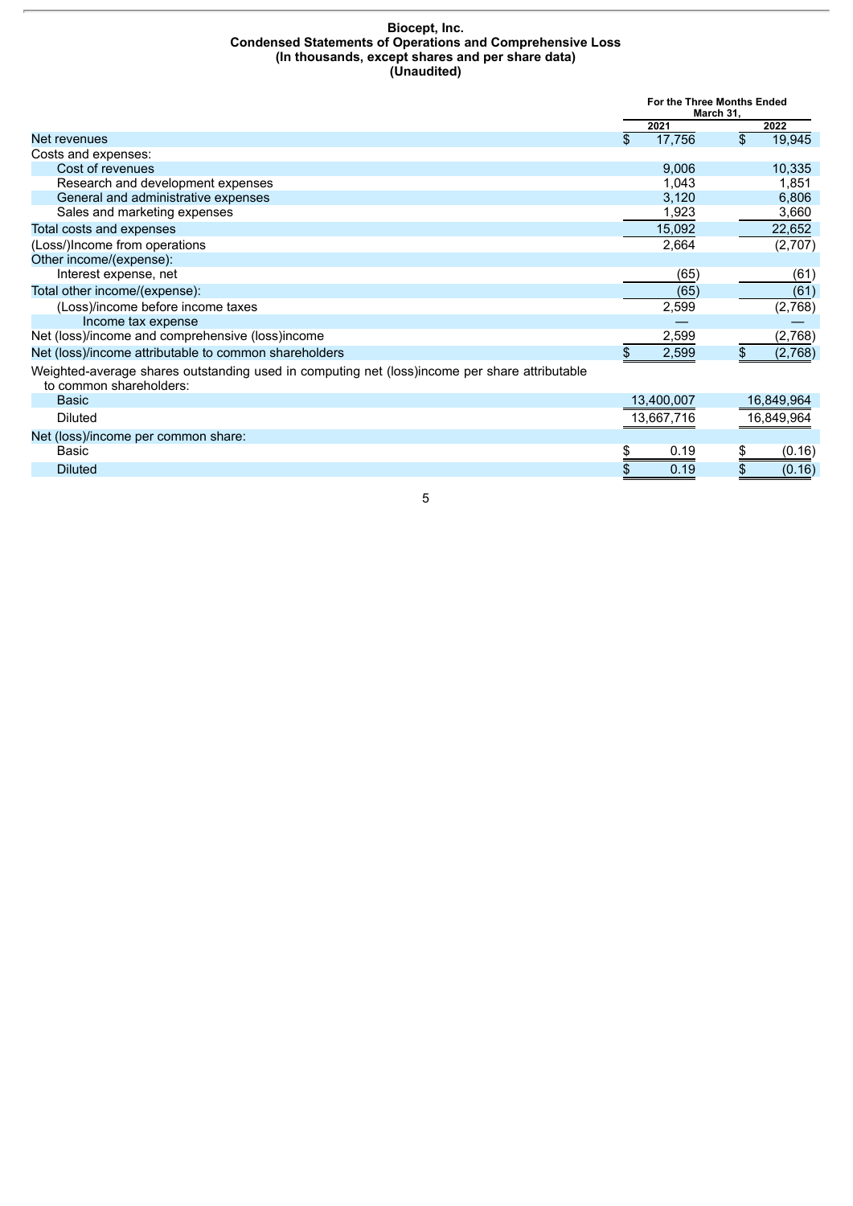**Biocept, Inc.**
**Condensed Statements of Operations and Comprehensive Loss**
**(In thousands, except shares and per share data)**
**(Unaudited)**

| | For the Three Months Ended March 31, | |
|---|---|---|
| | 2021 | 2022 |
| Net revenues | $ 17,756 | $ 19,945 |
| Costs and expenses: | | |
| Cost of revenues | 9,006 | 10,335 |
| Research and development expenses | 1,043 | 1,851 |
| General and administrative expenses | 3,120 | 6,806 |
| Sales and marketing expenses | 1,923 | 3,660 |
| Total costs and expenses | 15,092 | 22,652 |
| (Loss/)Income from operations | 2,664 | (2,707) |
| Other income/(expense): | | |
| Interest expense, net | (65) | (61) |
| Total other income/(expense): | (65) | (61) |
| (Loss)/income before income taxes | 2,599 | (2,768) |
| Income tax expense | — | — |
| Net (loss)/income and comprehensive (loss)income | 2,599 | (2,768) |
| Net (loss)/income attributable to common shareholders | $ 2,599 | $ (2,768) |
| Weighted-average shares outstanding used in computing net (loss)income per share attributable to common shareholders: | | |
| Basic | 13,400,007 | 16,849,964 |
| Diluted | 13,667,716 | 16,849,964 |
| Net (loss)/income per common share: | | |
| Basic | $ 0.19 | $ (0.16) |
| Diluted | $ 0.19 | $ (0.16) |